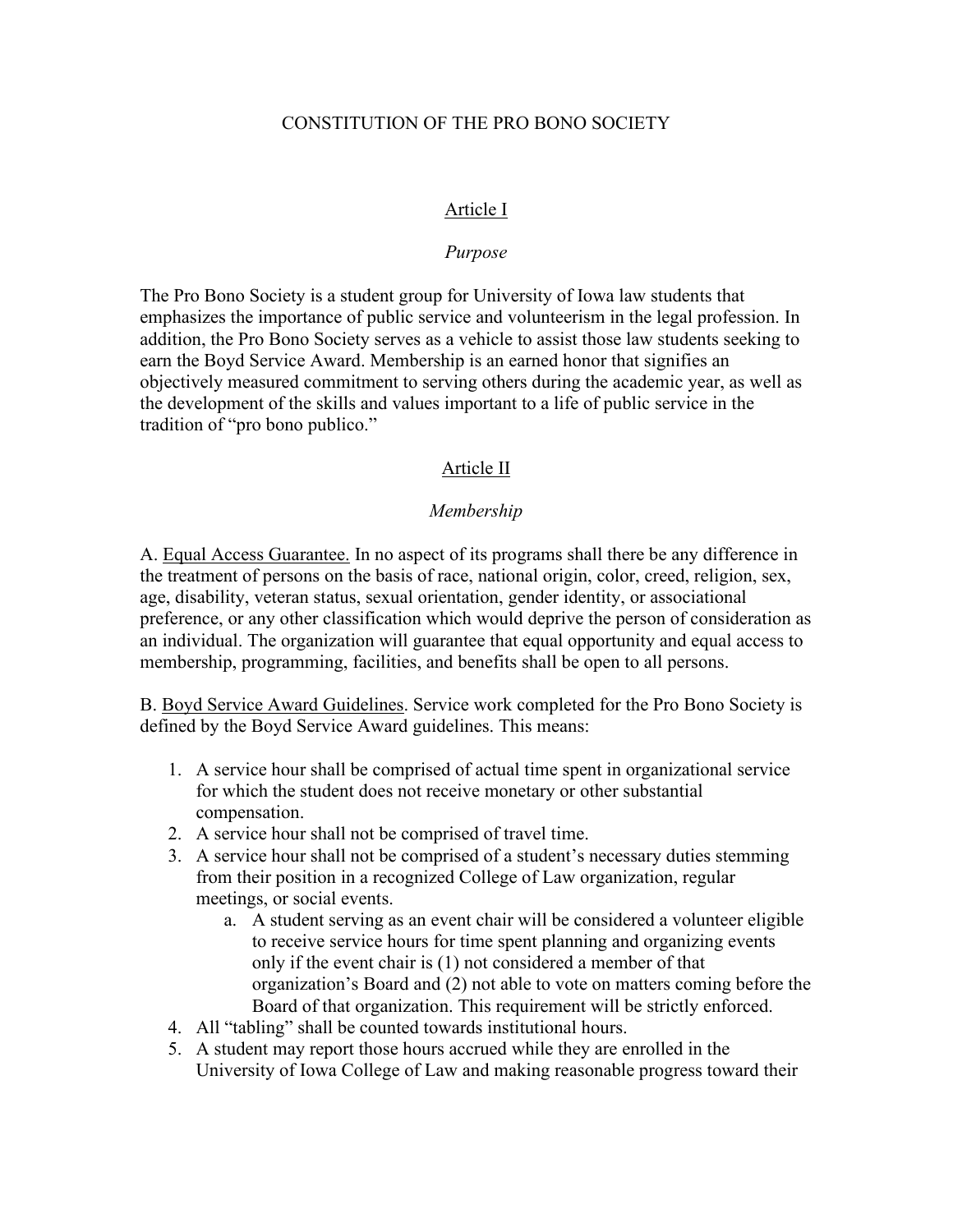# CONSTITUTION OF THE PRO BONO SOCIETY

## Article I

### *Purpose*

The Pro Bono Society is a student group for University of Iowa law students that emphasizes the importance of public service and volunteerism in the legal profession. In addition, the Pro Bono Society serves as a vehicle to assist those law students seeking to earn the Boyd Service Award. Membership is an earned honor that signifies an objectively measured commitment to serving others during the academic year, as well as the development of the skills and values important to a life of public service in the tradition of "pro bono publico."

## Article II

### *Membership*

A. <u>Equal Access Guarantee.</u> In no aspect of its programs shall there be any difference in the treatment of persons on the basis of race, national origin, color, creed, religion, sex, age, disability, veteran status, sexual orientation, gender identity, or associational preference, or any other classification which would deprive the person of consideration as an individual. The organization will guarantee that equal opportunity and equal access to membership, programming, facilities, and benefits shall be open to all persons.

B. <u>Boyd Service Award Guidelines</u>. Service work completed for the Pro Bono Society is defined by the Boyd Service Award guidelines. This means:

1. A service hour shall be comprised of actual time spent in organizational service for which the student does not receive monetary or other substantial compensation.
2. A service hour shall not be comprised of travel time.
3. A service hour shall not be comprised of a student's necessary duties stemming from their position in a recognized College of Law organization, regular meetings, or social events.
   a. A student serving as an event chair will be considered a volunteer eligible to receive service hours for time spent planning and organizing events only if the event chair is (1) not considered a member of that organization's Board and (2) not able to vote on matters coming before the Board of that organization. This requirement will be strictly enforced.
4. All "tabling" shall be counted towards institutional hours.
5. A student may report those hours accrued while they are enrolled in the University of Iowa College of Law and making reasonable progress toward their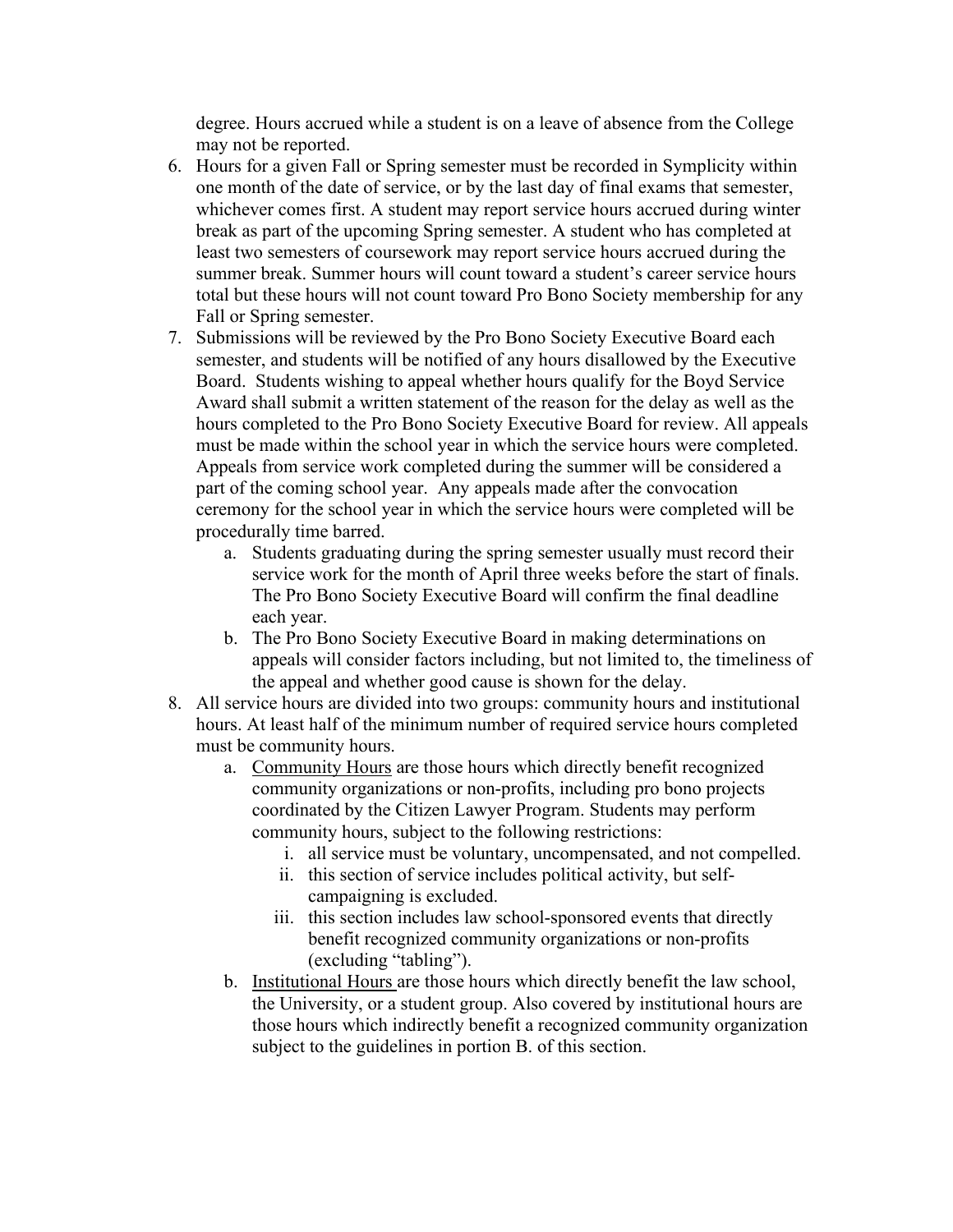degree. Hours accrued while a student is on a leave of absence from the College may not be reported.

6. Hours for a given Fall or Spring semester must be recorded in Symplicity within one month of the date of service, or by the last day of final exams that semester, whichever comes first. A student may report service hours accrued during winter break as part of the upcoming Spring semester. A student who has completed at least two semesters of coursework may report service hours accrued during the summer break. Summer hours will count toward a student's career service hours total but these hours will not count toward Pro Bono Society membership for any Fall or Spring semester.
7. Submissions will be reviewed by the Pro Bono Society Executive Board each semester, and students will be notified of any hours disallowed by the Executive Board. Students wishing to appeal whether hours qualify for the Boyd Service Award shall submit a written statement of the reason for the delay as well as the hours completed to the Pro Bono Society Executive Board for review. All appeals must be made within the school year in which the service hours were completed. Appeals from service work completed during the summer will be considered a part of the coming school year. Any appeals made after the convocation ceremony for the school year in which the service hours were completed will be procedurally time barred.
    a. Students graduating during the spring semester usually must record their service work for the month of April three weeks before the start of finals. The Pro Bono Society Executive Board will confirm the final deadline each year.
    b. The Pro Bono Society Executive Board in making determinations on appeals will consider factors including, but not limited to, the timeliness of the appeal and whether good cause is shown for the delay.
8. All service hours are divided into two groups: community hours and institutional hours. At least half of the minimum number of required service hours completed must be community hours.
    a. <u>Community Hours</u> are those hours which directly benefit recognized community organizations or non-profits, including pro bono projects coordinated by the Citizen Lawyer Program. Students may perform community hours, subject to the following restrictions:
        i. all service must be voluntary, uncompensated, and not compelled.
        ii. this section of service includes political activity, but self-campaigning is excluded.
        iii. this section includes law school-sponsored events that directly benefit recognized community organizations or non-profits (excluding "tabling").
    b. <u>Institutional Hours</u> are those hours which directly benefit the law school, the University, or a student group. Also covered by institutional hours are those hours which indirectly benefit a recognized community organization subject to the guidelines in portion B. of this section.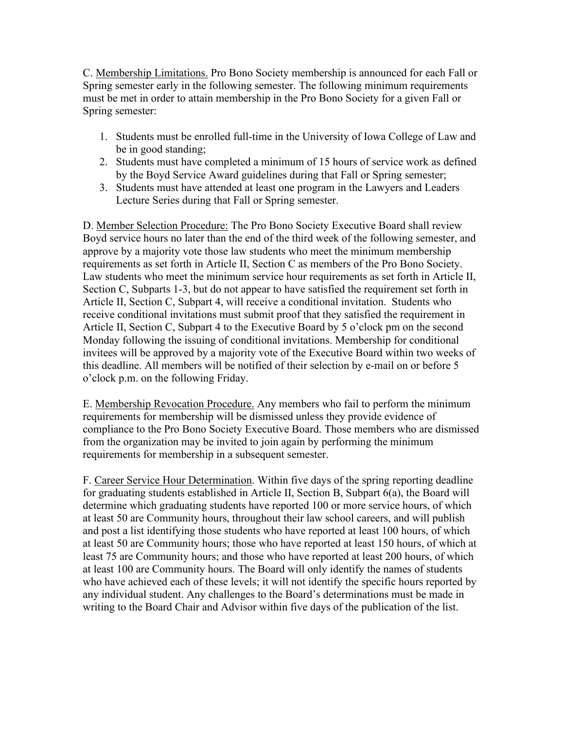C. <u>Membership Limitations.</u> Pro Bono Society membership is announced for each Fall or Spring semester early in the following semester. The following minimum requirements must be met in order to attain membership in the Pro Bono Society for a given Fall or Spring semester:

1. Students must be enrolled full-time in the University of Iowa College of Law and be in good standing;
2. Students must have completed a minimum of 15 hours of service work as defined by the Boyd Service Award guidelines during that Fall or Spring semester;
3. Students must have attended at least one program in the Lawyers and Leaders Lecture Series during that Fall or Spring semester.

D. <u>Member Selection Procedure:</u> The Pro Bono Society Executive Board shall review Boyd service hours no later than the end of the third week of the following semester, and approve by a majority vote those law students who meet the minimum membership requirements as set forth in Article II, Section C as members of the Pro Bono Society. Law students who meet the minimum service hour requirements as set forth in Article II, Section C, Subparts 1-3, but do not appear to have satisfied the requirement set forth in Article II, Section C, Subpart 4, will receive a conditional invitation. Students who receive conditional invitations must submit proof that they satisfied the requirement in Article II, Section C, Subpart 4 to the Executive Board by 5 o'clock pm on the second Monday following the issuing of conditional invitations. Membership for conditional invitees will be approved by a majority vote of the Executive Board within two weeks of this deadline. All members will be notified of their selection by e-mail on or before 5 o'clock p.m. on the following Friday.

E. <u>Membership Revocation Procedure.</u> Any members who fail to perform the minimum requirements for membership will be dismissed unless they provide evidence of compliance to the Pro Bono Society Executive Board. Those members who are dismissed from the organization may be invited to join again by performing the minimum requirements for membership in a subsequent semester.

F. <u>Career Service Hour Determination</u>. Within five days of the spring reporting deadline for graduating students established in Article II, Section B, Subpart 6(a), the Board will determine which graduating students have reported 100 or more service hours, of which at least 50 are Community hours, throughout their law school careers, and will publish and post a list identifying those students who have reported at least 100 hours, of which at least 50 are Community hours; those who have reported at least 150 hours, of which at least 75 are Community hours; and those who have reported at least 200 hours, of which at least 100 are Community hours. The Board will only identify the names of students who have achieved each of these levels; it will not identify the specific hours reported by any individual student. Any challenges to the Board's determinations must be made in writing to the Board Chair and Advisor within five days of the publication of the list.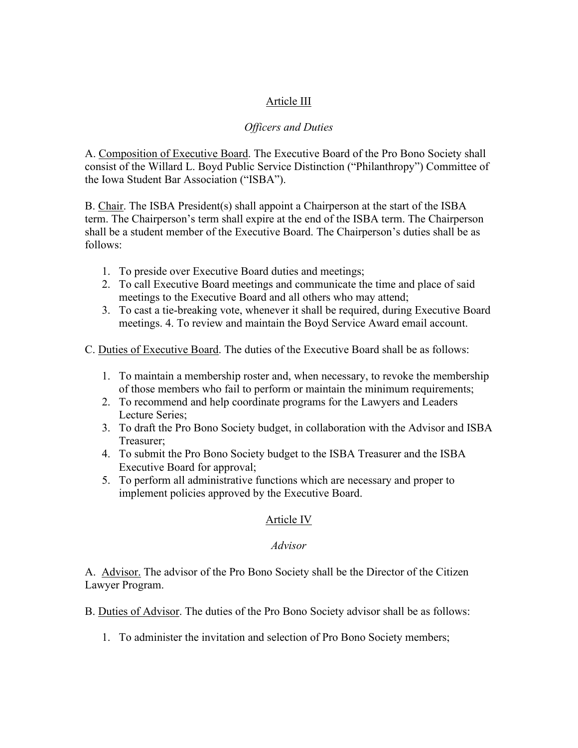## Article III

*Officers and Duties*

A. Composition of Executive Board. The Executive Board of the Pro Bono Society shall consist of the Willard L. Boyd Public Service Distinction ("Philanthropy") Committee of the Iowa Student Bar Association ("ISBA").

B. Chair. The ISBA President(s) shall appoint a Chairperson at the start of the ISBA term. The Chairperson's term shall expire at the end of the ISBA term. The Chairperson shall be a student member of the Executive Board. The Chairperson's duties shall be as follows:

1. To preside over Executive Board duties and meetings;
2. To call Executive Board meetings and communicate the time and place of said meetings to the Executive Board and all others who may attend;
3. To cast a tie-breaking vote, whenever it shall be required, during Executive Board meetings. 4. To review and maintain the Boyd Service Award email account.

C. Duties of Executive Board. The duties of the Executive Board shall be as follows:

1. To maintain a membership roster and, when necessary, to revoke the membership of those members who fail to perform or maintain the minimum requirements;
2. To recommend and help coordinate programs for the Lawyers and Leaders Lecture Series;
3. To draft the Pro Bono Society budget, in collaboration with the Advisor and ISBA Treasurer;
4. To submit the Pro Bono Society budget to the ISBA Treasurer and the ISBA Executive Board for approval;
5. To perform all administrative functions which are necessary and proper to implement policies approved by the Executive Board.

## Article IV

*Advisor*

A. Advisor. The advisor of the Pro Bono Society shall be the Director of the Citizen Lawyer Program.

B. Duties of Advisor. The duties of the Pro Bono Society advisor shall be as follows:

1. To administer the invitation and selection of Pro Bono Society members;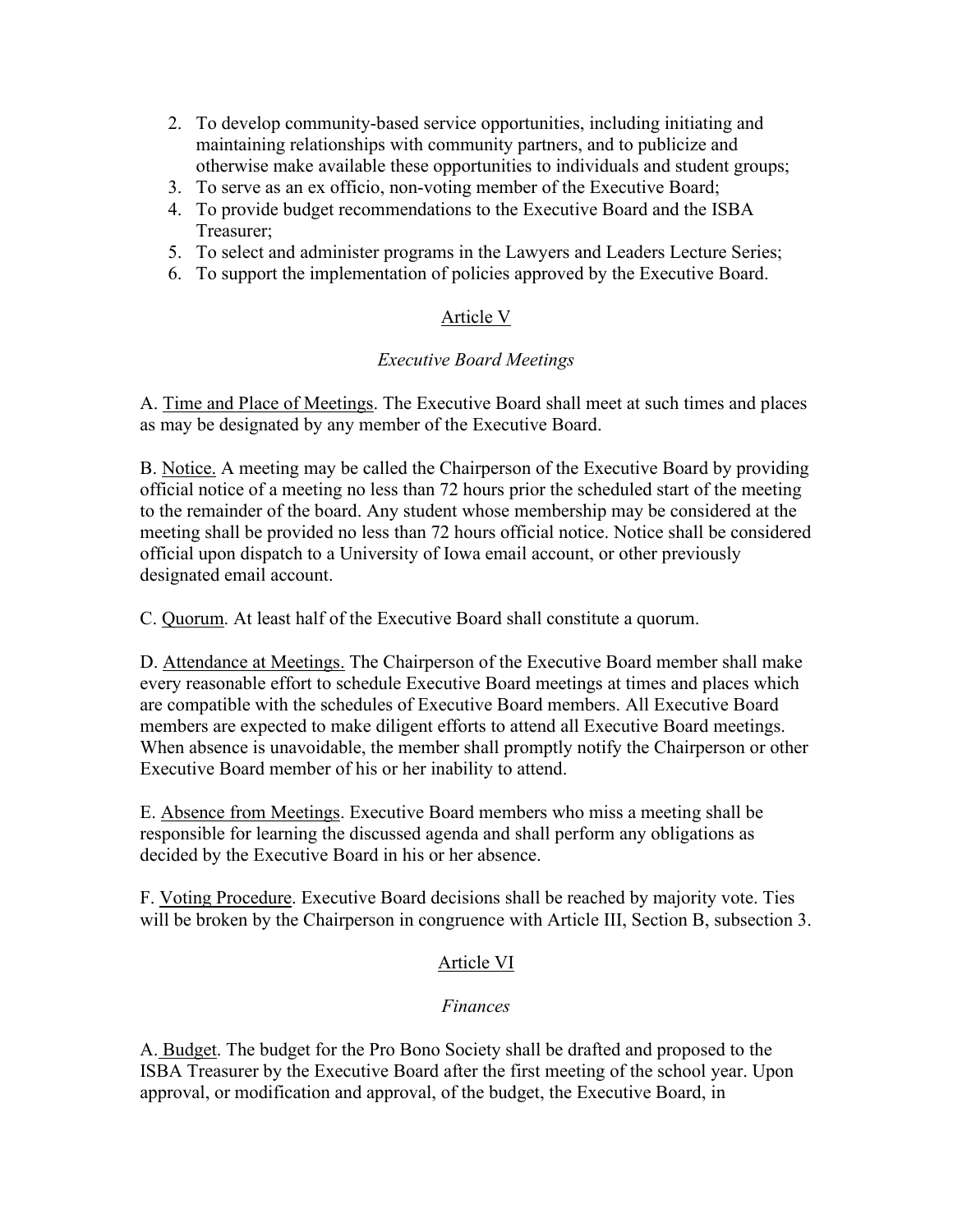2. To develop community-based service opportunities, including initiating and maintaining relationships with community partners, and to publicize and otherwise make available these opportunities to individuals and student groups;
3. To serve as an ex officio, non-voting member of the Executive Board;
4. To provide budget recommendations to the Executive Board and the ISBA Treasurer;
5. To select and administer programs in the Lawyers and Leaders Lecture Series;
6. To support the implementation of policies approved by the Executive Board.

## Article V

### *Executive Board Meetings*

A. Time and Place of Meetings. The Executive Board shall meet at such times and places as may be designated by any member of the Executive Board.

B. Notice. A meeting may be called the Chairperson of the Executive Board by providing official notice of a meeting no less than 72 hours prior the scheduled start of the meeting to the remainder of the board. Any student whose membership may be considered at the meeting shall be provided no less than 72 hours official notice. Notice shall be considered official upon dispatch to a University of Iowa email account, or other previously designated email account.

C. Quorum. At least half of the Executive Board shall constitute a quorum.

D. Attendance at Meetings. The Chairperson of the Executive Board member shall make every reasonable effort to schedule Executive Board meetings at times and places which are compatible with the schedules of Executive Board members. All Executive Board members are expected to make diligent efforts to attend all Executive Board meetings. When absence is unavoidable, the member shall promptly notify the Chairperson or other Executive Board member of his or her inability to attend.

E. Absence from Meetings. Executive Board members who miss a meeting shall be responsible for learning the discussed agenda and shall perform any obligations as decided by the Executive Board in his or her absence.

F. Voting Procedure. Executive Board decisions shall be reached by majority vote. Ties will be broken by the Chairperson in congruence with Article III, Section B, subsection 3.

## Article VI

### *Finances*

A. Budget. The budget for the Pro Bono Society shall be drafted and proposed to the ISBA Treasurer by the Executive Board after the first meeting of the school year. Upon approval, or modification and approval, of the budget, the Executive Board, in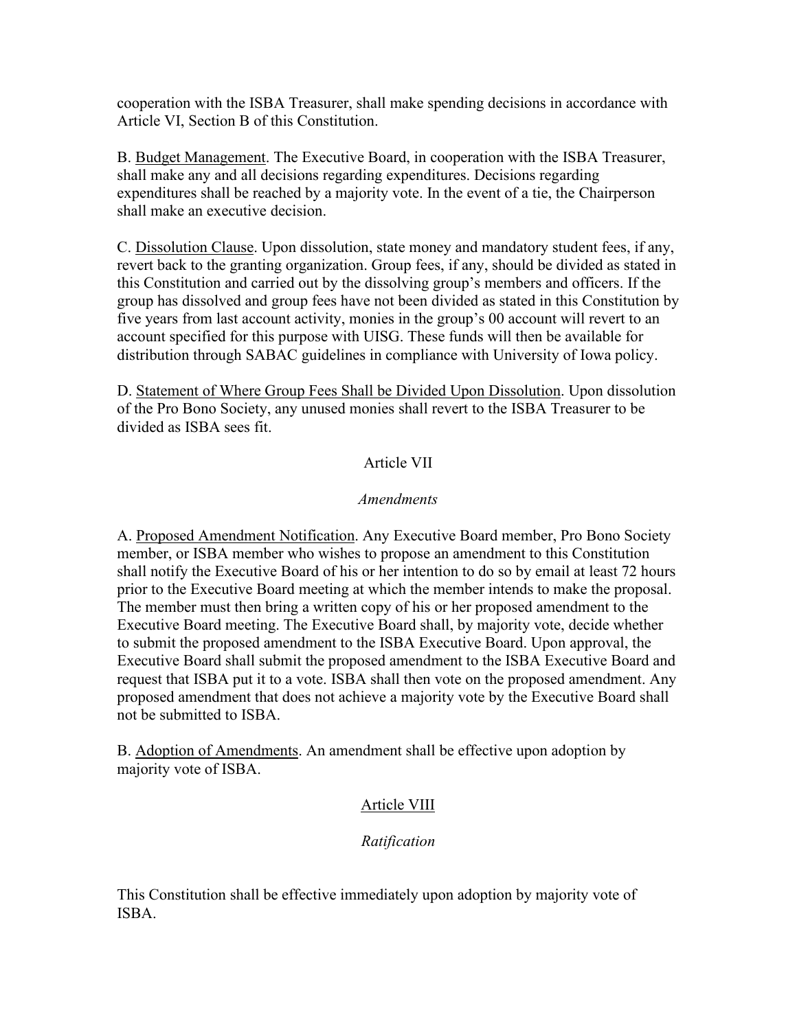cooperation with the ISBA Treasurer, shall make spending decisions in accordance with Article VI, Section B of this Constitution.

B. Budget Management. The Executive Board, in cooperation with the ISBA Treasurer, shall make any and all decisions regarding expenditures. Decisions regarding expenditures shall be reached by a majority vote. In the event of a tie, the Chairperson shall make an executive decision.

C. Dissolution Clause. Upon dissolution, state money and mandatory student fees, if any, revert back to the granting organization. Group fees, if any, should be divided as stated in this Constitution and carried out by the dissolving group's members and officers. If the group has dissolved and group fees have not been divided as stated in this Constitution by five years from last account activity, monies in the group's 00 account will revert to an account specified for this purpose with UISG. These funds will then be available for distribution through SABAC guidelines in compliance with University of Iowa policy.

D. Statement of Where Group Fees Shall be Divided Upon Dissolution. Upon dissolution of the Pro Bono Society, any unused monies shall revert to the ISBA Treasurer to be divided as ISBA sees fit.

## Article VII

*Amendments*

A. Proposed Amendment Notification. Any Executive Board member, Pro Bono Society member, or ISBA member who wishes to propose an amendment to this Constitution shall notify the Executive Board of his or her intention to do so by email at least 72 hours prior to the Executive Board meeting at which the member intends to make the proposal. The member must then bring a written copy of his or her proposed amendment to the Executive Board meeting. The Executive Board shall, by majority vote, decide whether to submit the proposed amendment to the ISBA Executive Board. Upon approval, the Executive Board shall submit the proposed amendment to the ISBA Executive Board and request that ISBA put it to a vote. ISBA shall then vote on the proposed amendment. Any proposed amendment that does not achieve a majority vote by the Executive Board shall not be submitted to ISBA.

B. Adoption of Amendments. An amendment shall be effective upon adoption by majority vote of ISBA.

## Article VIII

*Ratification*

This Constitution shall be effective immediately upon adoption by majority vote of ISBA.